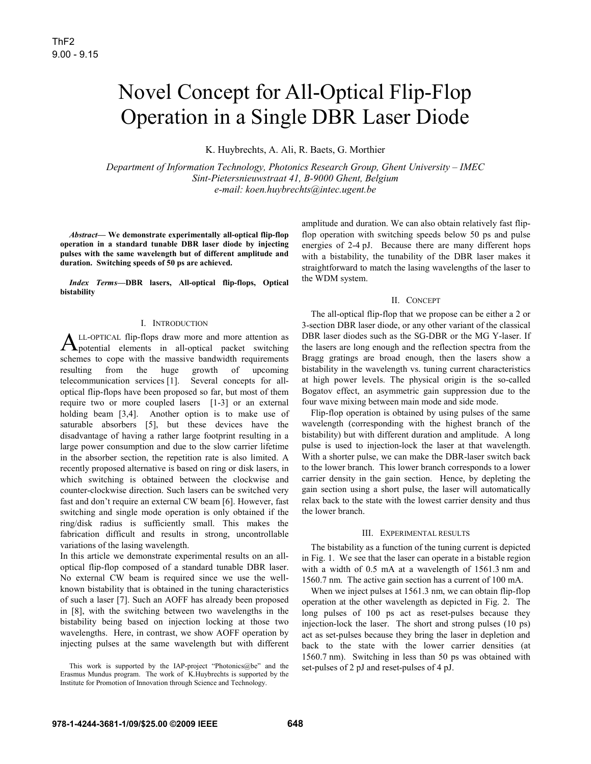# Novel Concept for All-Optical Flip-Flop Operation in a Single DBR Laser Diode

K. Huybrechts, A. Ali, R. Baets, G. Morthier

*Department of Information Technology, Photonics Research Group, Ghent University – IMEC*
*Sint-Pietersnieuwstraat 41, B-9000 Ghent, Belgium*
*e-mail: koen.huybrechts@intec.ugent.be*

***Abstract*— We demonstrate experimentally all-optical flip-flop operation in a standard tunable DBR laser diode by injecting pulses with the same wavelength but of different amplitude and duration. Switching speeds of 50 ps are achieved.**

***Index Terms*—DBR lasers, All-optical flip-flops, Optical bistability**

## I. Introduction

All-optical flip-flops draw more and more attention as potential elements in all-optical packet switching schemes to cope with the massive bandwidth requirements resulting from the huge growth of upcoming telecommunication services [1]. Several concepts for all-optical flip-flops have been proposed so far, but most of them require two or more coupled lasers [1-3] or an external holding beam [3,4]. Another option is to make use of saturable absorbers [5], but these devices have the disadvantage of having a rather large footprint resulting in a large power consumption and due to the slow carrier lifetime in the absorber section, the repetition rate is also limited. A recently proposed alternative is based on ring or disk lasers, in which switching is obtained between the clockwise and counter-clockwise direction. Such lasers can be switched very fast and don't require an external CW beam [6]. However, fast switching and single mode operation is only obtained if the ring/disk radius is sufficiently small. This makes the fabrication difficult and results in strong, uncontrollable variations of the lasing wavelength.

In this article we demonstrate experimental results on an all-optical flip-flop composed of a standard tunable DBR laser. No external CW beam is required since we use the well-known bistability that is obtained in the tuning characteristics of such a laser [7]. Such an AOFF has already been proposed in [8], with the switching between two wavelengths in the bistability being based on injection locking at those two wavelengths. Here, in contrast, we show AOFF operation by injecting pulses at the same wavelength but with different amplitude and duration. We can also obtain relatively fast flip-flop operation with switching speeds below 50 ps and pulse energies of 2-4 pJ. Because there are many different hops with a bistability, the tunability of the DBR laser makes it straightforward to match the lasing wavelengths of the laser to the WDM system.

This work is supported by the IAP-project "Photonics@be" and the Erasmus Mundus program. The work of K.Huybrechts is supported by the Institute for Promotion of Innovation through Science and Technology.

## II. Concept

The all-optical flip-flop that we propose can be either a 2 or 3-section DBR laser diode, or any other variant of the classical DBR laser diodes such as the SG-DBR or the MG Y-laser. If the lasers are long enough and the reflection spectra from the Bragg gratings are broad enough, then the lasers show a bistability in the wavelength vs. tuning current characteristics at high power levels. The physical origin is the so-called Bogatov effect, an asymmetric gain suppression due to the four wave mixing between main mode and side mode.

Flip-flop operation is obtained by using pulses of the same wavelength (corresponding with the highest branch of the bistability) but with different duration and amplitude. A long pulse is used to injection-lock the laser at that wavelength. With a shorter pulse, we can make the DBR-laser switch back to the lower branch. This lower branch corresponds to a lower carrier density in the gain section. Hence, by depleting the gain section using a short pulse, the laser will automatically relax back to the state with the lowest carrier density and thus the lower branch.

## III. Experimental results

The bistability as a function of the tuning current is depicted in Fig. 1. We see that the laser can operate in a bistable region with a width of 0.5 mA at a wavelength of 1561.3 nm and 1560.7 nm. The active gain section has a current of 100 mA.

When we inject pulses at 1561.3 nm, we can obtain flip-flop operation at the other wavelength as depicted in Fig. 2. The long pulses of 100 ps act as reset-pulses because they injection-lock the laser. The short and strong pulses (10 ps) act as set-pulses because they bring the laser in depletion and back to the state with the lower carrier densities (at 1560.7 nm). Switching in less than 50 ps was obtained with set-pulses of 2 pJ and reset-pulses of 4 pJ.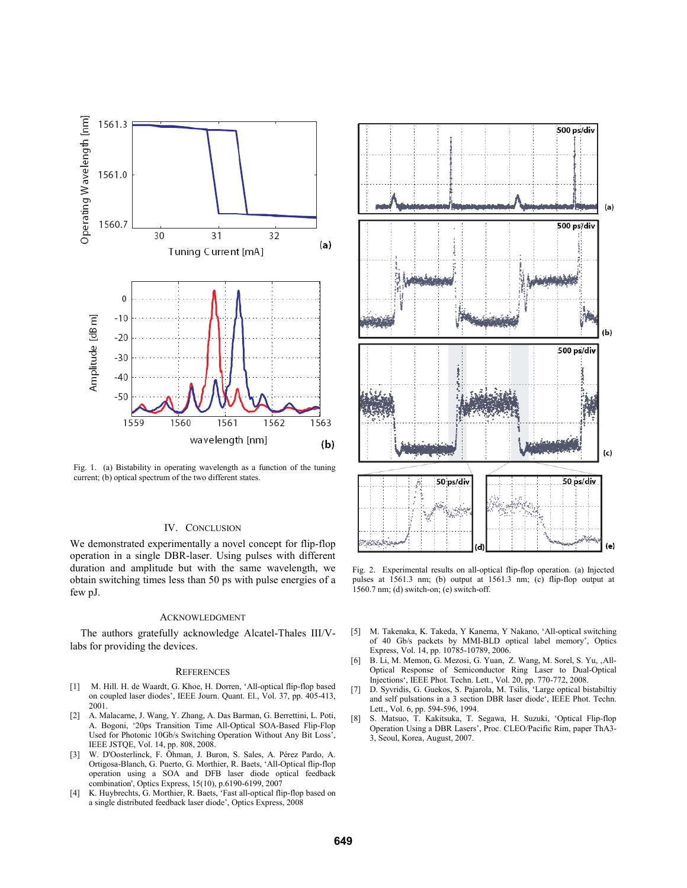Operating Wavelength [nm]

1561.3

1561.0

1560.7

30

31

32

Tuning Current [mA]

(a)

Amplitude [dBm]

0

-10

-20

-30

-40

-50

1559

1560

1561

1562

1563

wavelength [nm]

(b)

Fig. 1. (a) Bistability in operating wavelength as a function of the tuning current; (b) optical spectrum of the two different states.

500 ps/div

(a)

500 ps/div

(b)

500 ps/div

(c)

50 ps/div

(d)

50 ps/div

(e)

Fig. 2. Experimental results on all-optical flip-flop operation. (a) Injected pulses at 1561.3 nm; (b) output at 1561.3 nm; (c) flip-flop output at 1560.7 nm; (d) switch-on; (e) switch-off.

## IV. CONCLUSION

We demonstrated experimentally a novel concept for flip-flop operation in a single DBR-laser. Using pulses with different duration and amplitude but with the same wavelength, we obtain switching times less than 50 ps with pulse energies of a few pJ.

## ACKNOWLEDGMENT

The authors gratefully acknowledge Alcatel-Thales III/V-labs for providing the devices.

## REFERENCES

[1] M. Hill. H. de Waardt, G. Khoe, H. Dorren, 'All-optical flip-flop based on coupled laser diodes', IEEE Journ. Quant. El., Vol. 37, pp. 405-413, 2001.

[2] A. Malacarne, J. Wang, Y. Zhang, A. Das Barman, G. Berrettini, L. Poti, A. Bogoni, '20ps Transition Time All-Optical SOA-Based Flip-Flop Used for Photonic 10Gb/s Switching Operation Without Any Bit Loss', IEEE JSTQE, Vol. 14, pp. 808, 2008.

[3] W. D'Oosterlinck, F. Öhman, J. Buron, S. Sales, A. Pérez Pardo, A. Ortigosa-Blanch, G. Puerto, G. Morthier, R. Baets, 'All-Optical flip-flop operation using a SOA and DFB laser diode optical feedback combination', Optics Express, 15(10), p.6190-6199, 2007

[4] K. Huybrechts, G. Morthier, R. Baets, 'Fast all-optical flip-flop based on a single distributed feedback laser diode', Optics Express, 2008

[5] M. Takenaka, K. Takeda, Y Kanema, Y Nakano, 'All-optical switching of 40 Gb/s packets by MMI-BLD optical label memory', Optics Express, Vol. 14, pp. 10785-10789, 2006.

[6] B. Li, M. Memon, G. Mezosi, G. Yuan, Z. Wang, M. Sorel, S. Yu, ,All-Optical Response of Semiconductor Ring Laser to Dual-Optical Injections', IEEE Phot. Techn. Lett., Vol. 20, pp. 770-772, 2008.

[7] D. Syvridis, G. Guekos, S. Pajarola, M. Tsilis, 'Large optical bistabiltiy and self pulsations in a 3 section DBR laser diode', IEEE Phot. Techn. Lett., Vol. 6, pp. 594-596, 1994.

[8] S. Matsuo, T. Kakitsuka, T. Segawa, H. Suzuki, 'Optical Flip-flop Operation Using a DBR Lasers', Proc. CLEO/Pacific Rim, paper ThA3-3, Seoul, Korea, August, 2007.